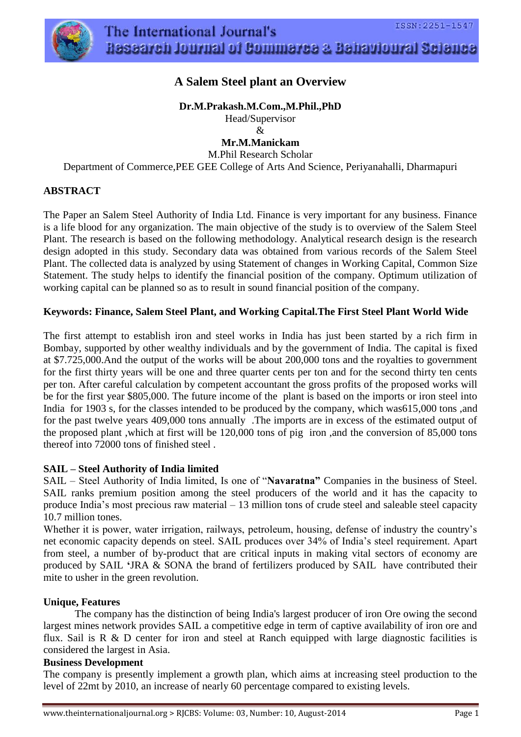# A Salem Steel plant an Overview

**Dr.M.Prakash.M.Com.,M.Phil.,PhD**
Head/Supervisor
&
**Mr.M.Manickam**
M.Phil Research Scholar
Department of Commerce,PEE GEE College of Arts And Science, Periyanahalli, Dharmapuri

## ABSTRACT

The Paper an Salem Steel Authority of India Ltd. Finance is very important for any business. Finance is a life blood for any organization. The main objective of the study is to overview of the Salem Steel Plant. The research is based on the following methodology. Analytical research design is the research design adopted in this study. Secondary data was obtained from various records of the Salem Steel Plant. The collected data is analyzed by using Statement of changes in Working Capital, Common Size Statement. The study helps to identify the financial position of the company. Optimum utilization of working capital can be planned so as to result in sound financial position of the company.

**Keywords: Finance, Salem Steel Plant, and Working Capital.The First Steel Plant World Wide**

The first attempt to establish iron and steel works in India has just been started by a rich firm in Bombay, supported by other wealthy individuals and by the government of India. The capital is fixed at $7.725,000.And the output of the works will be about 200,000 tons and the royalties to government for the first thirty years will be one and three quarter cents per ton and for the second thirty ten cents per ton. After careful calculation by competent accountant the gross profits of the proposed works will be for the first year $805,000. The future income of the plant is based on the imports or iron steel into India for 1903 s, for the classes intended to be produced by the company, which was615,000 tons ,and for the past twelve years 409,000 tons annually .The imports are in excess of the estimated output of the proposed plant ,which at first will be 120,000 tons of pig iron ,and the conversion of 85,000 tons thereof into 72000 tons of finished steel .

### SAIL – Steel Authority of India limited

SAIL – Steel Authority of India limited, Is one of "**Navaratna"** Companies in the business of Steel. SAIL ranks premium position among the steel producers of the world and it has the capacity to produce India's most precious raw material – 13 million tons of crude steel and saleable steel capacity 10.7 million tones.

Whether it is power, water irrigation, railways, petroleum, housing, defense of industry the country's net economic capacity depends on steel. SAIL produces over 34% of India's steel requirement. Apart from steel, a number of by-product that are critical inputs in making vital sectors of economy are produced by SAIL **'**JRA & SONA the brand of fertilizers produced by SAIL have contributed their mite to usher in the green revolution.

### Unique, Features

The company has the distinction of being India's largest producer of iron Ore owing the second largest mines network provides SAIL a competitive edge in term of captive availability of iron ore and flux. Sail is R & D center for iron and steel at Ranch equipped with large diagnostic facilities is considered the largest in Asia.

### Business Development

The company is presently implement a growth plan, which aims at increasing steel production to the level of 22mt by 2010, an increase of nearly 60 percentage compared to existing levels.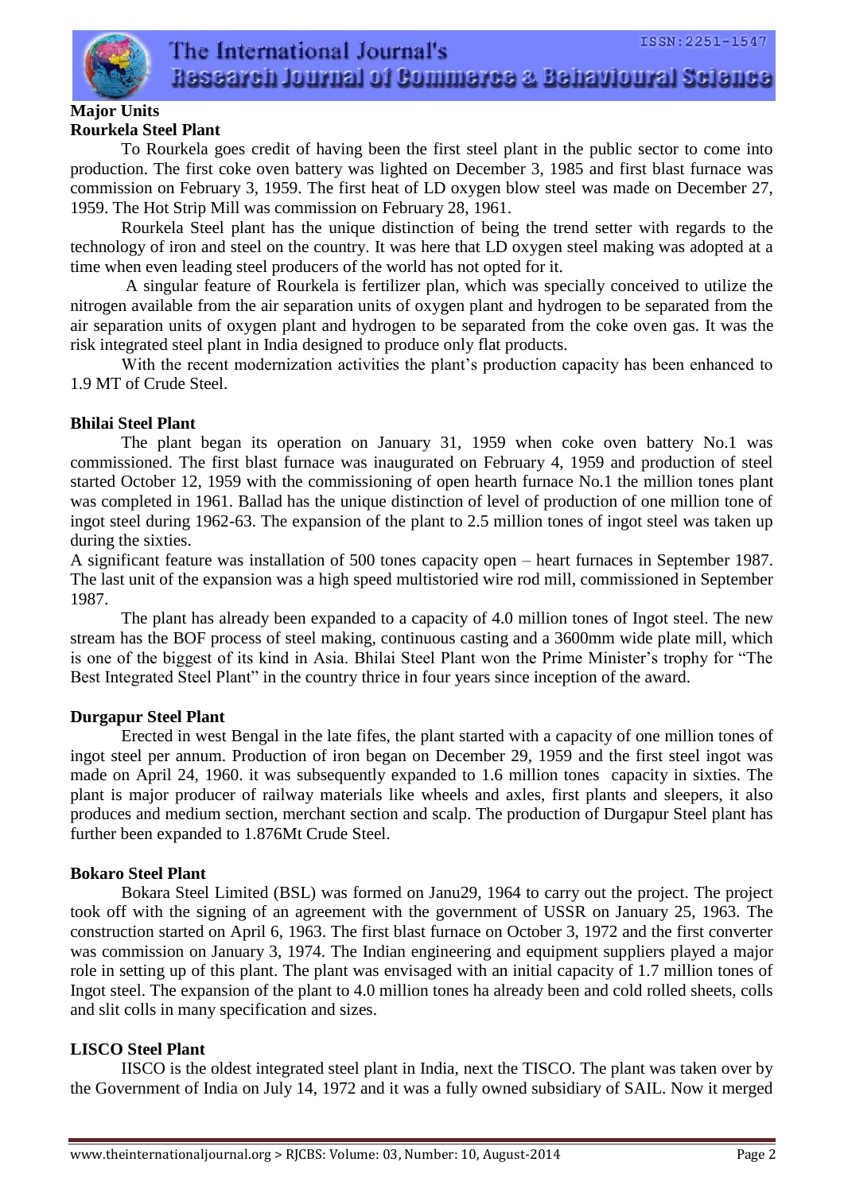## Major Units

### Rourkela Steel Plant

To Rourkela goes credit of having been the first steel plant in the public sector to come into production. The first coke oven battery was lighted on December 3, 1985 and first blast furnace was commission on February 3, 1959. The first heat of LD oxygen blow steel was made on December 27, 1959. The Hot Strip Mill was commission on February 28, 1961.

Rourkela Steel plant has the unique distinction of being the trend setter with regards to the technology of iron and steel on the country. It was here that LD oxygen steel making was adopted at a time when even leading steel producers of the world has not opted for it.

A singular feature of Rourkela is fertilizer plan, which was specially conceived to utilize the nitrogen available from the air separation units of oxygen plant and hydrogen to be separated from the air separation units of oxygen plant and hydrogen to be separated from the coke oven gas. It was the risk integrated steel plant in India designed to produce only flat products.

With the recent modernization activities the plant's production capacity has been enhanced to 1.9 MT of Crude Steel.

### Bhilai Steel Plant

The plant began its operation on January 31, 1959 when coke oven battery No.1 was commissioned. The first blast furnace was inaugurated on February 4, 1959 and production of steel started October 12, 1959 with the commissioning of open hearth furnace No.1 the million tones plant was completed in 1961. Ballad has the unique distinction of level of production of one million tone of ingot steel during 1962-63. The expansion of the plant to 2.5 million tones of ingot steel was taken up during the sixties.

A significant feature was installation of 500 tones capacity open – heart furnaces in September 1987. The last unit of the expansion was a high speed multistoried wire rod mill, commissioned in September 1987.

The plant has already been expanded to a capacity of 4.0 million tones of Ingot steel. The new stream has the BOF process of steel making, continuous casting and a 3600mm wide plate mill, which is one of the biggest of its kind in Asia. Bhilai Steel Plant won the Prime Minister's trophy for "The Best Integrated Steel Plant" in the country thrice in four years since inception of the award.

### Durgapur Steel Plant

Erected in west Bengal in the late fifes, the plant started with a capacity of one million tones of ingot steel per annum. Production of iron began on December 29, 1959 and the first steel ingot was made on April 24, 1960. it was subsequently expanded to 1.6 million tones capacity in sixties. The plant is major producer of railway materials like wheels and axles, first plants and sleepers, it also produces and medium section, merchant section and scalp. The production of Durgapur Steel plant has further been expanded to 1.876Mt Crude Steel.

### Bokaro Steel Plant

Bokara Steel Limited (BSL) was formed on Janu29, 1964 to carry out the project. The project took off with the signing of an agreement with the government of USSR on January 25, 1963. The construction started on April 6, 1963. The first blast furnace on October 3, 1972 and the first converter was commission on January 3, 1974. The Indian engineering and equipment suppliers played a major role in setting up of this plant. The plant was envisaged with an initial capacity of 1.7 million tones of Ingot steel. The expansion of the plant to 4.0 million tones ha already been and cold rolled sheets, colls and slit colls in many specification and sizes.

### LISCO Steel Plant

IISCO is the oldest integrated steel plant in India, next the TISCO. The plant was taken over by the Government of India on July 14, 1972 and it was a fully owned subsidiary of SAIL. Now it merged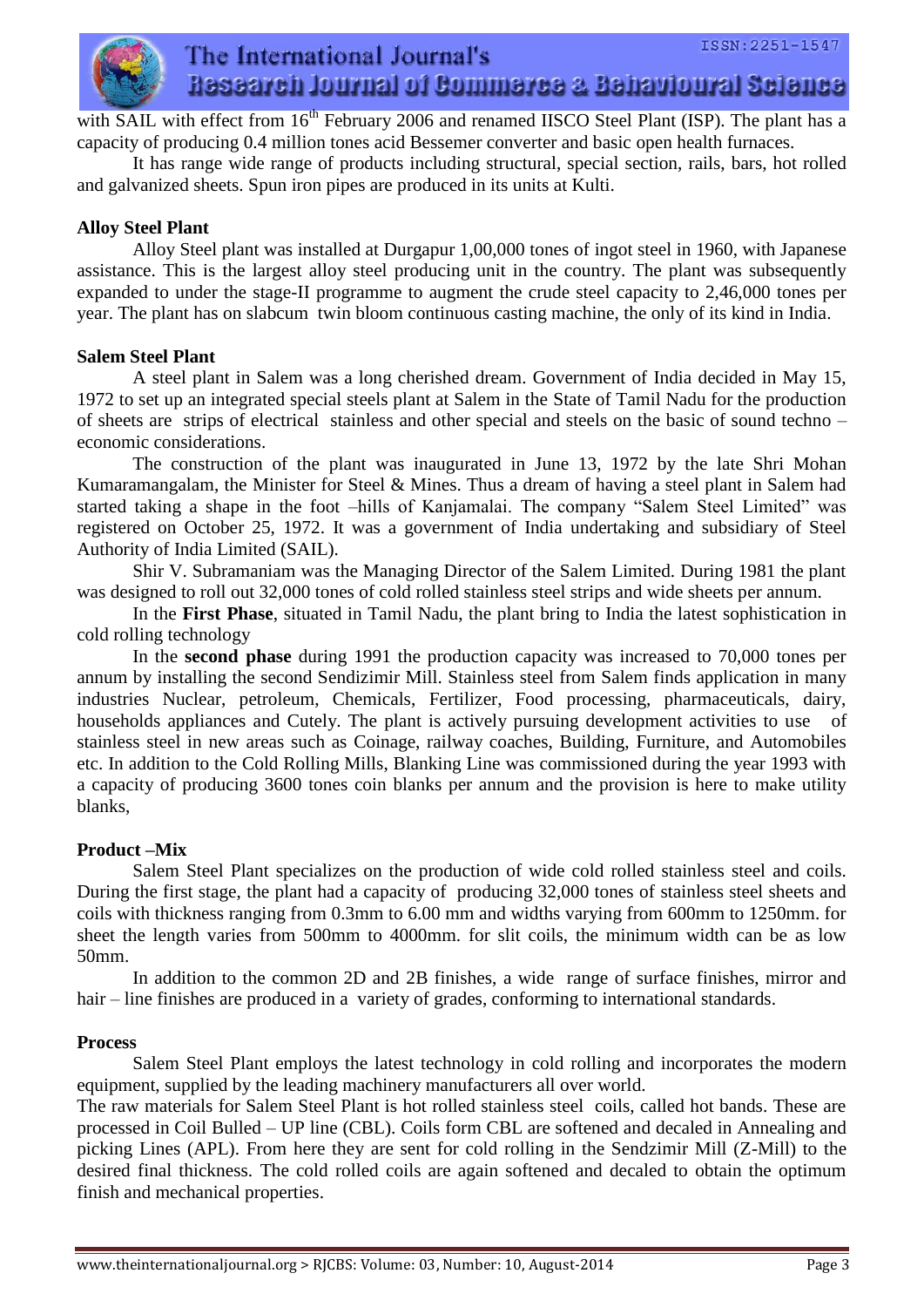with SAIL with effect from 16th February 2006 and renamed IISCO Steel Plant (ISP). The plant has a capacity of producing 0.4 million tones acid Bessemer converter and basic open health furnaces.

It has range wide range of products including structural, special section, rails, bars, hot rolled and galvanized sheets. Spun iron pipes are produced in its units at Kulti.

**Alloy Steel Plant**

Alloy Steel plant was installed at Durgapur 1,00,000 tones of ingot steel in 1960, with Japanese assistance. This is the largest alloy steel producing unit in the country. The plant was subsequently expanded to under the stage-II programme to augment the crude steel capacity to 2,46,000 tones per year. The plant has on slabcum twin bloom continuous casting machine, the only of its kind in India.

**Salem Steel Plant**

A steel plant in Salem was a long cherished dream. Government of India decided in May 15, 1972 to set up an integrated special steels plant at Salem in the State of Tamil Nadu for the production of sheets are strips of electrical stainless and other special and steels on the basic of sound techno – economic considerations.

The construction of the plant was inaugurated in June 13, 1972 by the late Shri Mohan Kumaramangalam, the Minister for Steel & Mines. Thus a dream of having a steel plant in Salem had started taking a shape in the foot –hills of Kanjamalai. The company "Salem Steel Limited" was registered on October 25, 1972. It was a government of India undertaking and subsidiary of Steel Authority of India Limited (SAIL).

Shir V. Subramaniam was the Managing Director of the Salem Limited. During 1981 the plant was designed to roll out 32,000 tones of cold rolled stainless steel strips and wide sheets per annum.

In the **First Phase**, situated in Tamil Nadu, the plant bring to India the latest sophistication in cold rolling technology

In the **second phase** during 1991 the production capacity was increased to 70,000 tones per annum by installing the second Sendizimir Mill. Stainless steel from Salem finds application in many industries Nuclear, petroleum, Chemicals, Fertilizer, Food processing, pharmaceuticals, dairy, households appliances and Cutely. The plant is actively pursuing development activities to use of stainless steel in new areas such as Coinage, railway coaches, Building, Furniture, and Automobiles etc. In addition to the Cold Rolling Mills, Blanking Line was commissioned during the year 1993 with a capacity of producing 3600 tones coin blanks per annum and the provision is here to make utility blanks,

**Product –Mix**

Salem Steel Plant specializes on the production of wide cold rolled stainless steel and coils. During the first stage, the plant had a capacity of producing 32,000 tones of stainless steel sheets and coils with thickness ranging from 0.3mm to 6.00 mm and widths varying from 600mm to 1250mm. for sheet the length varies from 500mm to 4000mm. for slit coils, the minimum width can be as low 50mm.

In addition to the common 2D and 2B finishes, a wide range of surface finishes, mirror and hair – line finishes are produced in a variety of grades, conforming to international standards.

**Process**

Salem Steel Plant employs the latest technology in cold rolling and incorporates the modern equipment, supplied by the leading machinery manufacturers all over world.

The raw materials for Salem Steel Plant is hot rolled stainless steel coils, called hot bands. These are processed in Coil Bulled – UP line (CBL). Coils form CBL are softened and decaled in Annealing and picking Lines (APL). From here they are sent for cold rolling in the Sendzimir Mill (Z-Mill) to the desired final thickness. The cold rolled coils are again softened and decaled to obtain the optimum finish and mechanical properties.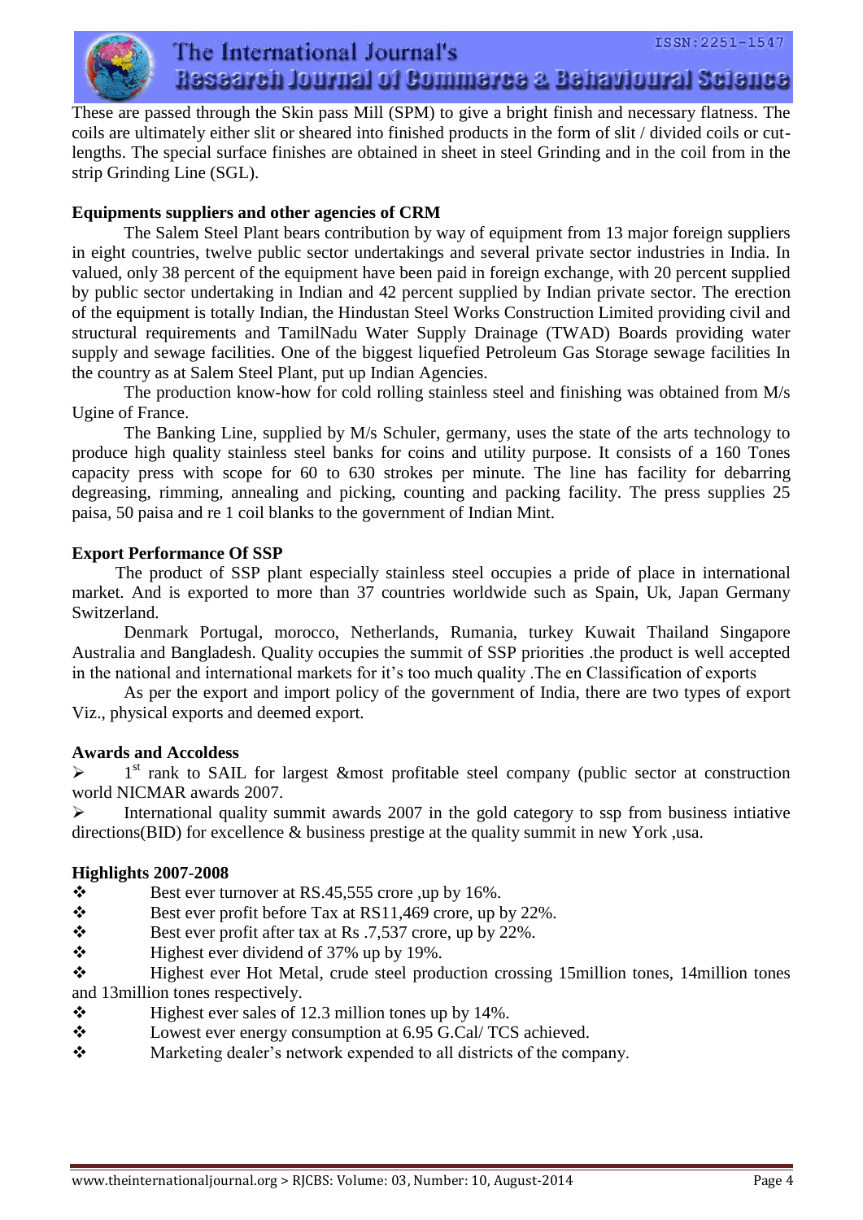These are passed through the Skin pass Mill (SPM) to give a bright finish and necessary flatness. The coils are ultimately either slit or sheared into finished products in the form of slit / divided coils or cut-lengths. The special surface finishes are obtained in sheet in steel Grinding and in the coil from in the strip Grinding Line (SGL).

**Equipments suppliers and other agencies of CRM**

The Salem Steel Plant bears contribution by way of equipment from 13 major foreign suppliers in eight countries, twelve public sector undertakings and several private sector industries in India. In valued, only 38 percent of the equipment have been paid in foreign exchange, with 20 percent supplied by public sector undertaking in Indian and 42 percent supplied by Indian private sector. The erection of the equipment is totally Indian, the Hindustan Steel Works Construction Limited providing civil and structural requirements and TamilNadu Water Supply Drainage (TWAD) Boards providing water supply and sewage facilities. One of the biggest liquefied Petroleum Gas Storage sewage facilities In the country as at Salem Steel Plant, put up Indian Agencies.

The production know-how for cold rolling stainless steel and finishing was obtained from M/s Ugine of France.

The Banking Line, supplied by M/s Schuler, germany, uses the state of the arts technology to produce high quality stainless steel banks for coins and utility purpose. It consists of a 160 Tones capacity press with scope for 60 to 630 strokes per minute. The line has facility for debarring degreasing, rimming, annealing and picking, counting and packing facility. The press supplies 25 paisa, 50 paisa and re 1 coil blanks to the government of Indian Mint.

**Export Performance Of SSP**

The product of SSP plant especially stainless steel occupies a pride of place in international market. And is exported to more than 37 countries worldwide such as Spain, Uk, Japan Germany Switzerland.

Denmark Portugal, morocco, Netherlands, Rumania, turkey Kuwait Thailand Singapore Australia and Bangladesh. Quality occupies the summit of SSP priorities .the product is well accepted in the national and international markets for it's too much quality .The en Classification of exports

As per the export and import policy of the government of India, there are two types of export Viz., physical exports and deemed export.

**Awards and Accoldess**

- 1st rank to SAIL for largest &most profitable steel company (public sector at construction world NICMAR awards 2007.
- International quality summit awards 2007 in the gold category to ssp from business intiative directions(BID) for excellence & business prestige at the quality summit in new York ,usa.

**Highlights 2007-2008**

- Best ever turnover at RS.45,555 crore ,up by 16%.
- Best ever profit before Tax at RS11,469 crore, up by 22%.
- Best ever profit after tax at Rs .7,537 crore, up by 22%.
- Highest ever dividend of 37% up by 19%.
- Highest ever Hot Metal, crude steel production crossing 15million tones, 14million tones and 13million tones respectively.
- Highest ever sales of 12.3 million tones up by 14%.
- Lowest ever energy consumption at 6.95 G.Cal/ TCS achieved.
- Marketing dealer's network expended to all districts of the company.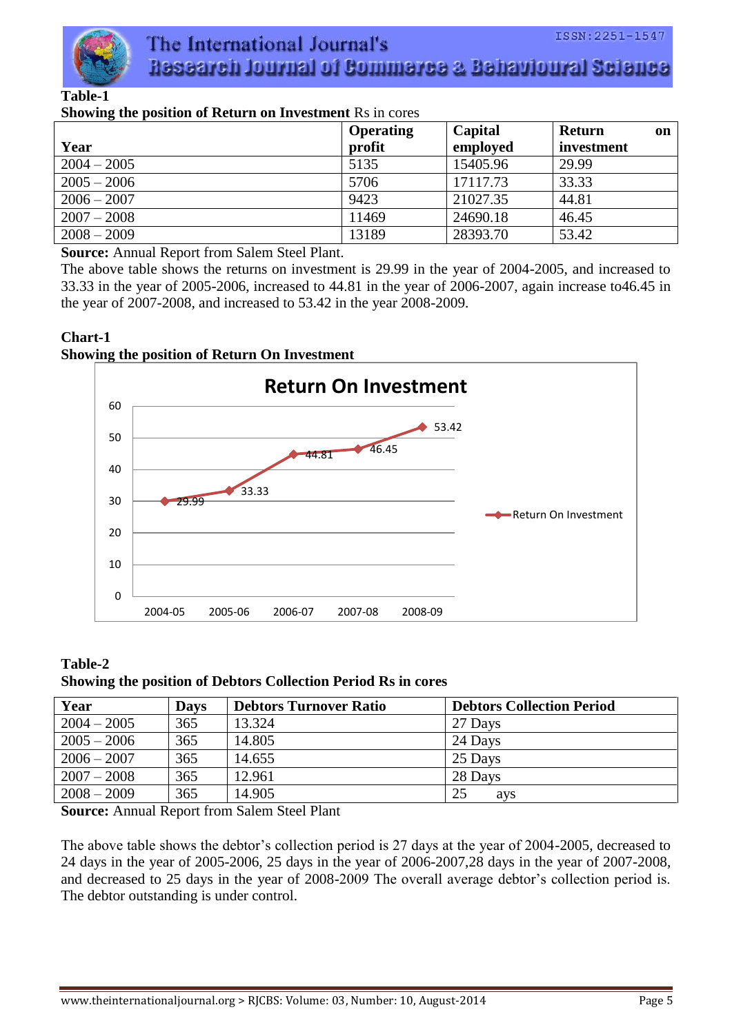**Table-1**

**Showing the position of Return on Investment** Rs in cores

| Year | Operating profit | Capital employed | Return on investment |
|---|---|---|---|
| 2004 – 2005 | 5135 | 15405.96 | 29.99 |
| 2005 – 2006 | 5706 | 17117.73 | 33.33 |
| 2006 – 2007 | 9423 | 21027.35 | 44.81 |
| 2007 – 2008 | 11469 | 24690.18 | 46.45 |
| 2008 – 2009 | 13189 | 28393.70 | 53.42 |

**Source:** Annual Report from Salem Steel Plant.

The above table shows the returns on investment is 29.99 in the year of 2004-2005, and increased to 33.33 in the year of 2005-2006, increased to 44.81 in the year of 2006-2007, again increase to46.45 in the year of 2007-2008, and increased to 53.42 in the year 2008-2009.

**Chart-1**

**Showing the position of Return On Investment**

Return On Investment

| Year | Return On Investment |
|---|---|
| 2004-05 | 29.99 |
| 2005-06 | 33.33 |
| 2006-07 | 44.81 |
| 2007-08 | 46.45 |
| 2008-09 | 53.42 |

**Table-2**

**Showing the position of Debtors Collection Period Rs in cores**

| Year | Days | Debtors Turnover Ratio | Debtors Collection Period |
|---|---|---|---|
| 2004 – 2005 | 365 | 13.324 | 27 Days |
| 2005 – 2006 | 365 | 14.805 | 24 Days |
| 2006 – 2007 | 365 | 14.655 | 25 Days |
| 2007 – 2008 | 365 | 12.961 | 28 Days |
| 2008 – 2009 | 365 | 14.905 | 25 ays |

**Source:** Annual Report from Salem Steel Plant

The above table shows the debtor's collection period is 27 days at the year of 2004-2005, decreased to 24 days in the year of 2005-2006, 25 days in the year of 2006-2007,28 days in the year of 2007-2008, and decreased to 25 days in the year of 2008-2009 The overall average debtor's collection period is. The debtor outstanding is under control.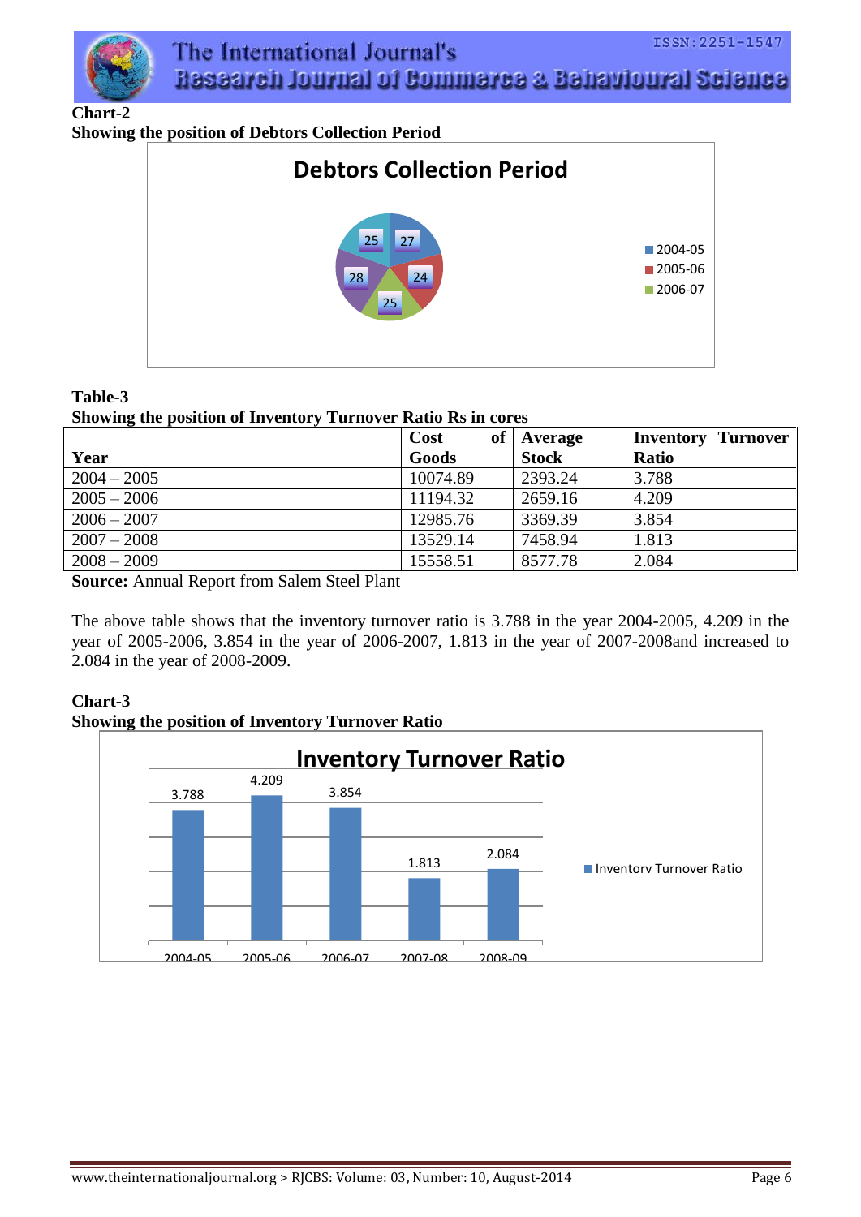**Chart-2**

**Showing the position of Debtors Collection Period**

**Table-3**

**Showing the position of Inventory Turnover Ratio Rs in cores**

| Year | Cost of Goods | Average Stock | Inventory Turnover Ratio |
|---|---|---|---|
| 2004 – 2005 | 10074.89 | 2393.24 | 3.788 |
| 2005 – 2006 | 11194.32 | 2659.16 | 4.209 |
| 2006 – 2007 | 12985.76 | 3369.39 | 3.854 |
| 2007 – 2008 | 13529.14 | 7458.94 | 1.813 |
| 2008 – 2009 | 15558.51 | 8577.78 | 2.084 |

**Source:** Annual Report from Salem Steel Plant

The above table shows that the inventory turnover ratio is 3.788 in the year 2004-2005, 4.209 in the year of 2005-2006, 3.854 in the year of 2006-2007, 1.813 in the year of 2007-2008and increased to 2.084 in the year of 2008-2009.

**Chart-3**

**Showing the position of Inventory Turnover Ratio**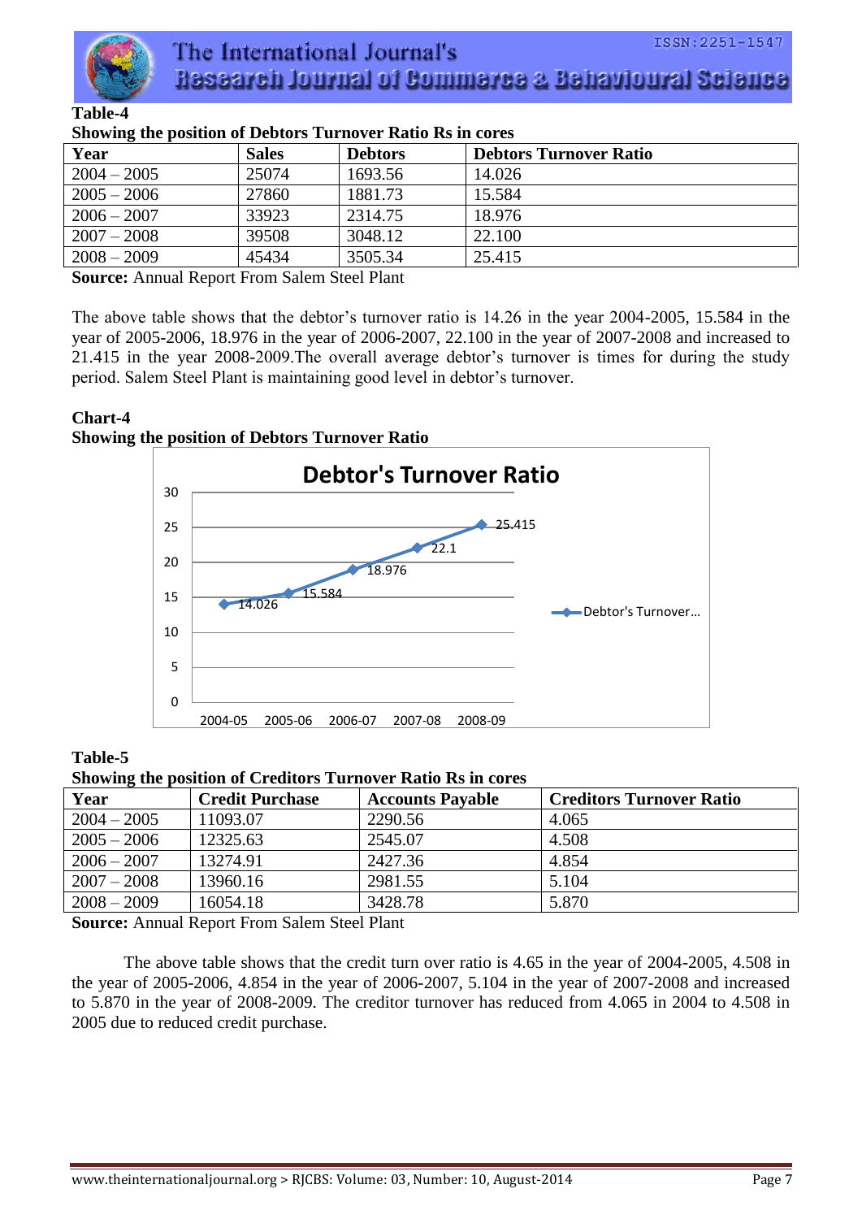**Table-4**

**Showing the position of Debtors Turnover Ratio Rs in cores**

| Year | Sales | Debtors | Debtors Turnover Ratio |
|---|---|---|---|
| 2004 – 2005 | 25074 | 1693.56 | 14.026 |
| 2005 – 2006 | 27860 | 1881.73 | 15.584 |
| 2006 – 2007 | 33923 | 2314.75 | 18.976 |
| 2007 – 2008 | 39508 | 3048.12 | 22.100 |
| 2008 – 2009 | 45434 | 3505.34 | 25.415 |

**Source:** Annual Report From Salem Steel Plant

The above table shows that the debtor's turnover ratio is 14.26 in the year 2004-2005, 15.584 in the year of 2005-2006, 18.976 in the year of 2006-2007, 22.100 in the year of 2007-2008 and increased to 21.415 in the year 2008-2009.The overall average debtor's turnover is times for during the study period. Salem Steel Plant is maintaining good level in debtor's turnover.

**Chart-4**

**Showing the position of Debtors Turnover Ratio**

Debtor's Turnover Ratio

| Year | Debtor's Turnover... |
|---|---|
| 2004-05 | 14.026 |
| 2005-06 | 15.584 |
| 2006-07 | 18.976 |
| 2007-08 | 22.1 |
| 2008-09 | 25.415 |

**Table-5**

**Showing the position of Creditors Turnover Ratio Rs in cores**

| Year | Credit Purchase | Accounts Payable | Creditors Turnover Ratio |
|---|---|---|---|
| 2004 – 2005 | 11093.07 | 2290.56 | 4.065 |
| 2005 – 2006 | 12325.63 | 2545.07 | 4.508 |
| 2006 – 2007 | 13274.91 | 2427.36 | 4.854 |
| 2007 – 2008 | 13960.16 | 2981.55 | 5.104 |
| 2008 – 2009 | 16054.18 | 3428.78 | 5.870 |

**Source:** Annual Report From Salem Steel Plant

The above table shows that the credit turn over ratio is 4.65 in the year of 2004-2005, 4.508 in the year of 2005-2006, 4.854 in the year of 2006-2007, 5.104 in the year of 2007-2008 and increased to 5.870 in the year of 2008-2009. The creditor turnover has reduced from 4.065 in 2004 to 4.508 in 2005 due to reduced credit purchase.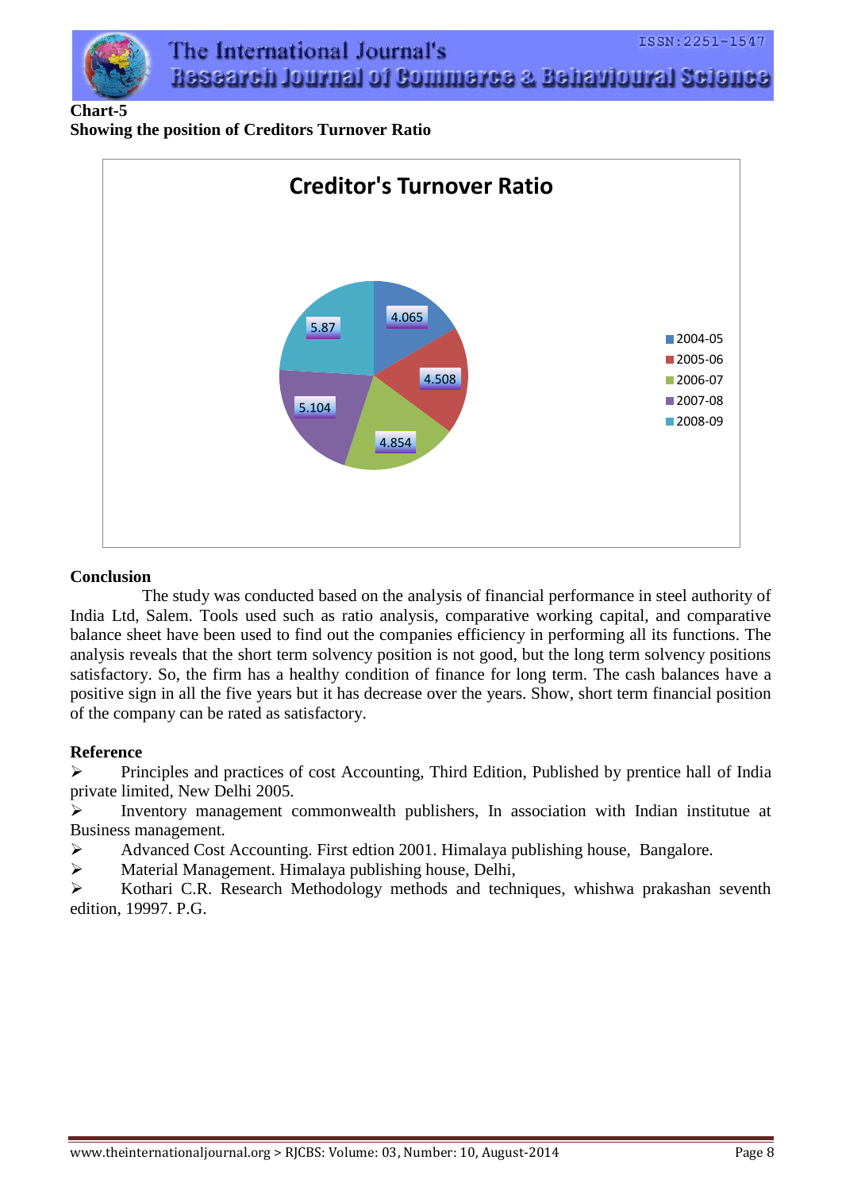**Chart-5**
**Showing the position of Creditors Turnover Ratio**

Creditor's Turnover Ratio

4.065
4.508
4.854
5.104
5.87

2004-05
2005-06
2006-07
2007-08
2008-09

## Conclusion

The study was conducted based on the analysis of financial performance in steel authority of India Ltd, Salem. Tools used such as ratio analysis, comparative working capital, and comparative balance sheet have been used to find out the companies efficiency in performing all its functions. The analysis reveals that the short term solvency position is not good, but the long term solvency positions satisfactory. So, the firm has a healthy condition of finance for long term. The cash balances have a positive sign in all the five years but it has decrease over the years. Show, short term financial position of the company can be rated as satisfactory.

## Reference

- Principles and practices of cost Accounting, Third Edition, Published by prentice hall of India private limited, New Delhi 2005.
- Inventory management commonwealth publishers, In association with Indian institutue at Business management.
- Advanced Cost Accounting. First edtion 2001. Himalaya publishing house, Bangalore.
- Material Management. Himalaya publishing house, Delhi,
- Kothari C.R. Research Methodology methods and techniques, whishwa prakashan seventh edition, 19997. P.G.